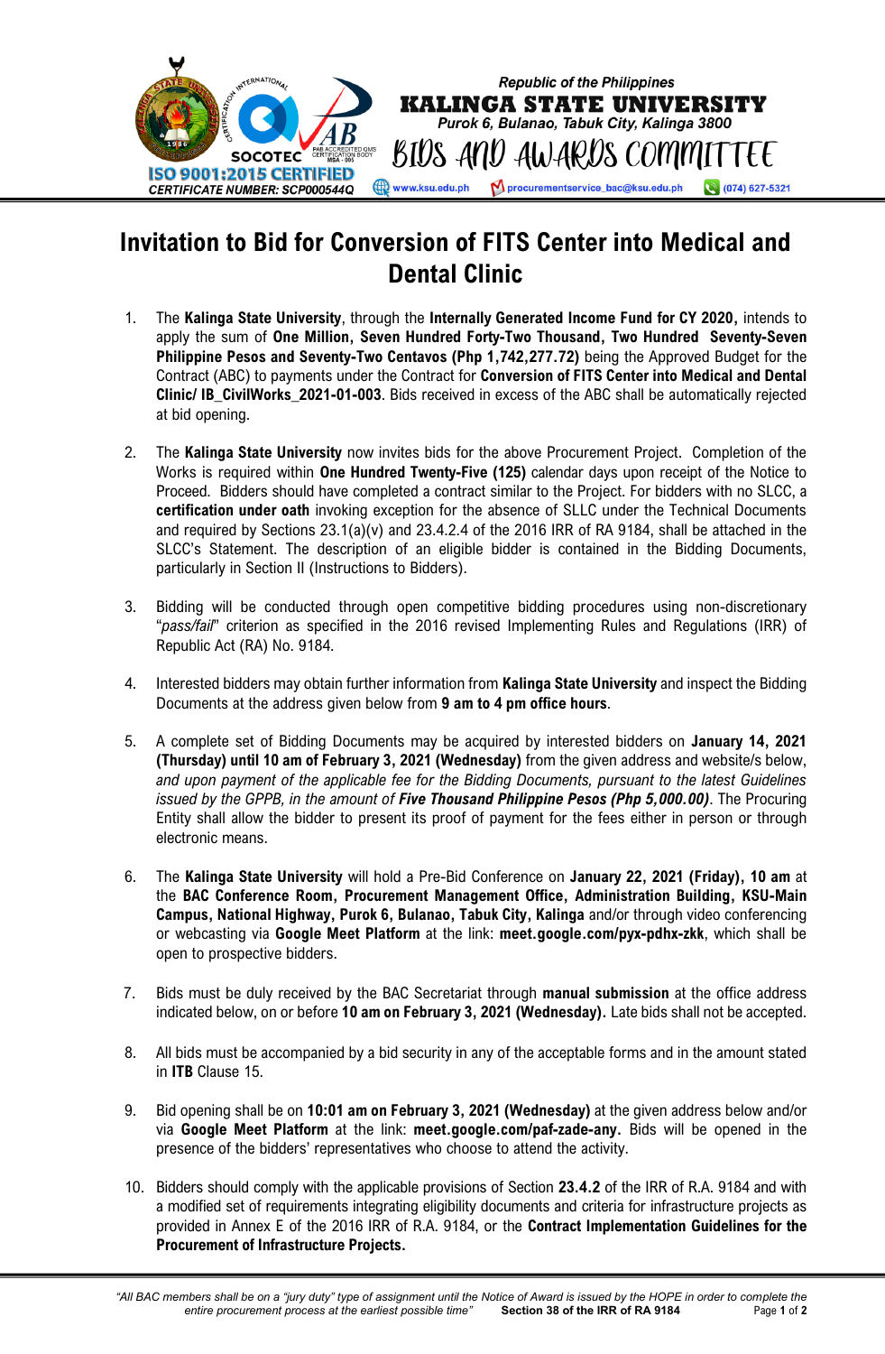Republic of the Philippines
**KALINGA STATE UNIVERSITY**
*Purok 6, Bulanao, Tabuk City, Kalinga 3800*
BIDS AND AWARDS COMMITTEE

ISO 9001:2015 CERTIFIED
CERTIFICATE NUMBER: SCP000544Q

www.ksu.edu.ph | procurementservice_bac@ksu.edu.ph | (074) 627-5321

# Invitation to Bid for Conversion of FITS Center into Medical and Dental Clinic

1. The **Kalinga State University**, through the **Internally Generated Income Fund for CY 2020,** intends to apply the sum of **One Million, Seven Hundred Forty-Two Thousand, Two Hundred Seventy-Seven Philippine Pesos and Seventy-Two Centavos (Php 1,742,277.72)** being the Approved Budget for the Contract (ABC) to payments under the Contract for **Conversion of FITS Center into Medical and Dental Clinic/ IB_CivilWorks_2021-01-003**. Bids received in excess of the ABC shall be automatically rejected at bid opening.

2. The **Kalinga State University** now invites bids for the above Procurement Project. Completion of the Works is required within **One Hundred Twenty-Five (125)** calendar days upon receipt of the Notice to Proceed. Bidders should have completed a contract similar to the Project. For bidders with no SLCC, a **certification under oath** invoking exception for the absence of SLLC under the Technical Documents and required by Sections 23.1(a)(v) and 23.4.2.4 of the 2016 IRR of RA 9184, shall be attached in the SLCC's Statement. The description of an eligible bidder is contained in the Bidding Documents, particularly in Section II (Instructions to Bidders).

3. Bidding will be conducted through open competitive bidding procedures using non-discretionary "*pass/fail*" criterion as specified in the 2016 revised Implementing Rules and Regulations (IRR) of Republic Act (RA) No. 9184.

4. Interested bidders may obtain further information from **Kalinga State University** and inspect the Bidding Documents at the address given below from **9 am to 4 pm office hours**.

5. A complete set of Bidding Documents may be acquired by interested bidders on **January 14, 2021 (Thursday) until 10 am of February 3, 2021 (Wednesday)** from the given address and website/s below, *and upon payment of the applicable fee for the Bidding Documents, pursuant to the latest Guidelines issued by the GPPB, in the amount of* ***Five Thousand Philippine Pesos (Php 5,000.00)***. The Procuring Entity shall allow the bidder to present its proof of payment for the fees either in person or through electronic means.

6. The **Kalinga State University** will hold a Pre-Bid Conference on **January 22, 2021 (Friday), 10 am** at the **BAC Conference Room, Procurement Management Office, Administration Building, KSU-Main Campus, National Highway, Purok 6, Bulanao, Tabuk City, Kalinga** and/or through video conferencing or webcasting via **Google Meet Platform** at the link: **meet.google.com/pyx-pdhx-zkk**, which shall be open to prospective bidders.

7. Bids must be duly received by the BAC Secretariat through **manual submission** at the office address indicated below, on or before **10 am on February 3, 2021 (Wednesday).** Late bids shall not be accepted.

8. All bids must be accompanied by a bid security in any of the acceptable forms and in the amount stated in **ITB** Clause 15.

9. Bid opening shall be on **10:01 am on February 3, 2021 (Wednesday)** at the given address below and/or via **Google Meet Platform** at the link: **meet.google.com/paf-zade-any.** Bids will be opened in the presence of the bidders' representatives who choose to attend the activity.

10. Bidders should comply with the applicable provisions of Section **23.4.2** of the IRR of R.A. 9184 and with a modified set of requirements integrating eligibility documents and criteria for infrastructure projects as provided in Annex E of the 2016 IRR of R.A. 9184, or the **Contract Implementation Guidelines for the Procurement of Infrastructure Projects.**

*"All BAC members shall be on a "jury duty" type of assignment until the Notice of Award is issued by the HOPE in order to complete the entire procurement process at the earliest possible time"* **Section 38 of the IRR of RA 9184**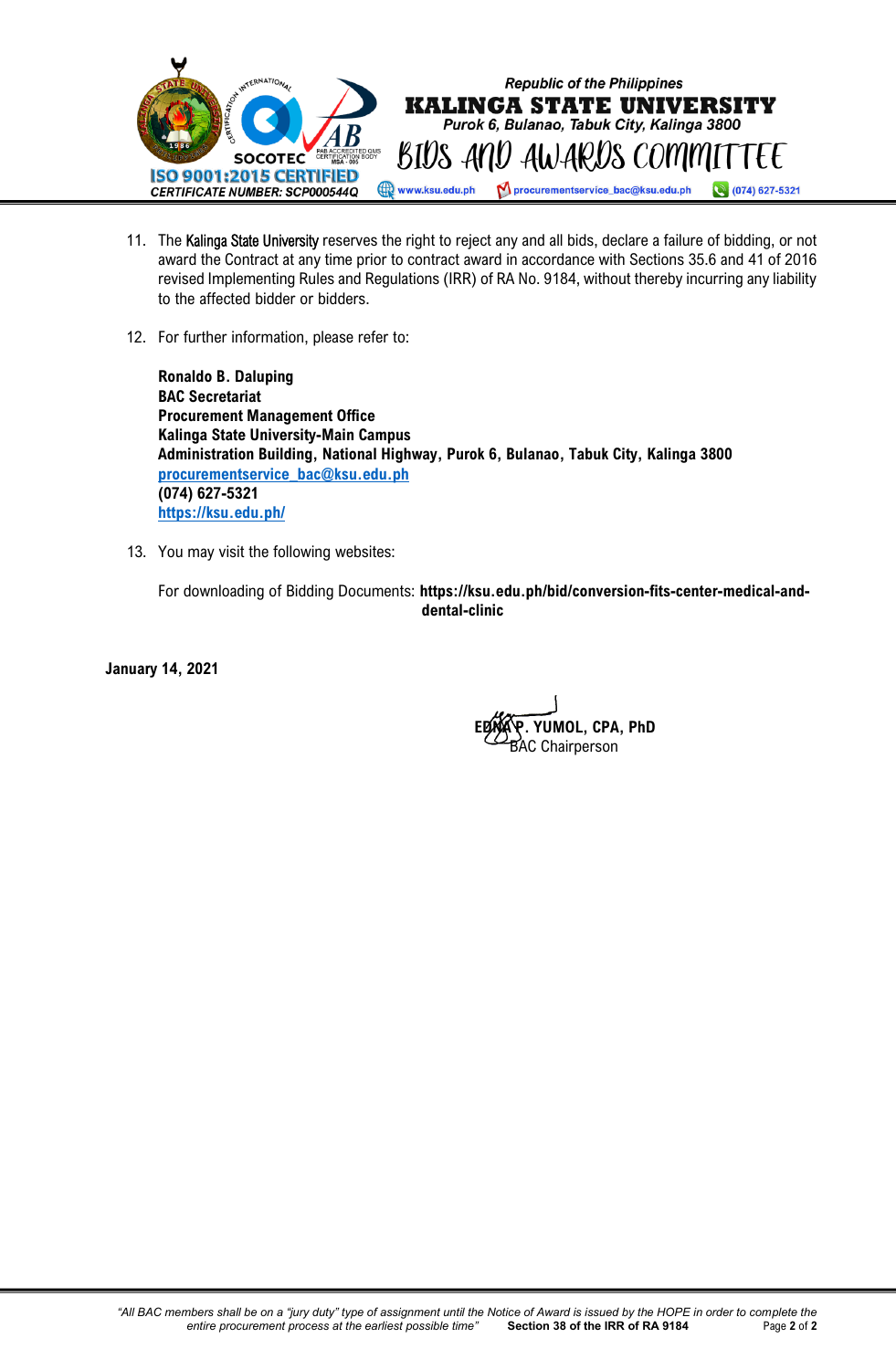11. The Kalinga State University reserves the right to reject any and all bids, declare a failure of bidding, or not award the Contract at any time prior to contract award in accordance with Sections 35.6 and 41 of 2016 revised Implementing Rules and Regulations (IRR) of RA No. 9184, without thereby incurring any liability to the affected bidder or bidders.

12. For further information, please refer to:

    **Ronaldo B. Daluping**
    **BAC Secretariat**
    **Procurement Management Office**
    **Kalinga State University-Main Campus**
    **Administration Building, National Highway, Purok 6, Bulanao, Tabuk City, Kalinga 3800**
    **procurementservice_bac@ksu.edu.ph**
    **(074) 627-5321**
    **https://ksu.edu.ph/**

13. You may visit the following websites:

    For downloading of Bidding Documents: **https://ksu.edu.ph/bid/conversion-fits-center-medical-and-dental-clinic**

**January 14, 2021**

**EDNA P. YUMOL, CPA, PhD**
BAC Chairperson